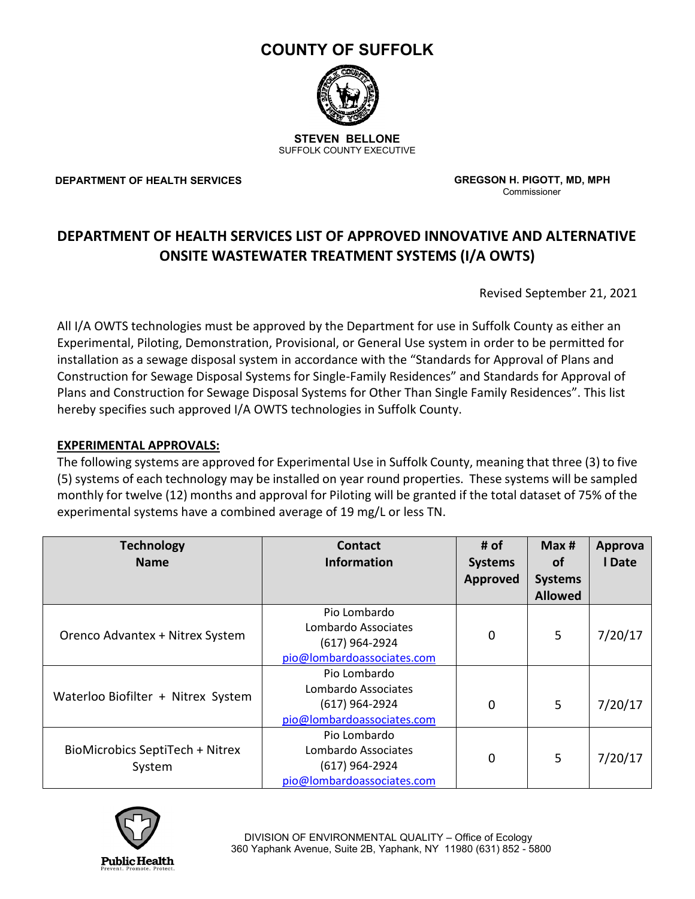# COUNTY OF SUFFOLK

**STEVEN BELLONE**
SUFFOLK COUNTY EXECUTIVE

**DEPARTMENT OF HEALTH SERVICES**

**GREGSON H. PIGOTT, MD, MPH**
Commissioner

## DEPARTMENT OF HEALTH SERVICES LIST OF APPROVED INNOVATIVE AND ALTERNATIVE ONSITE WASTEWATER TREATMENT SYSTEMS (I/A OWTS)

Revised September 21, 2021

All I/A OWTS technologies must be approved by the Department for use in Suffolk County as either an Experimental, Piloting, Demonstration, Provisional, or General Use system in order to be permitted for installation as a sewage disposal system in accordance with the "Standards for Approval of Plans and Construction for Sewage Disposal Systems for Single-Family Residences" and Standards for Approval of Plans and Construction for Sewage Disposal Systems for Other Than Single Family Residences". This list hereby specifies such approved I/A OWTS technologies in Suffolk County.

### EXPERIMENTAL APPROVALS:

The following systems are approved for Experimental Use in Suffolk County, meaning that three (3) to five (5) systems of each technology may be installed on year round properties. These systems will be sampled monthly for twelve (12) months and approval for Piloting will be granted if the total dataset of 75% of the experimental systems have a combined average of 19 mg/L or less TN.

| Technology Name | Contact Information | # of Systems Approved | Max # of Systems Allowed | Approval Date |
|---|---|---|---|---|
| Orenco Advantex + Nitrex System | Pio Lombardo<br>Lombardo Associates<br>(617) 964-2924<br>pio@lombardoassociates.com | 0 | 5 | 7/20/17 |
| Waterloo Biofilter + Nitrex System | Pio Lombardo<br>Lombardo Associates<br>(617) 964-2924<br>pio@lombardoassociates.com | 0 | 5 | 7/20/17 |
| BioMicrobics SeptiTech + Nitrex System | Pio Lombardo<br>Lombardo Associates<br>(617) 964-2924<br>pio@lombardoassociates.com | 0 | 5 | 7/20/17 |

DIVISION OF ENVIRONMENTAL QUALITY – Office of Ecology
360 Yaphank Avenue, Suite 2B, Yaphank, NY 11980 (631) 852 - 5800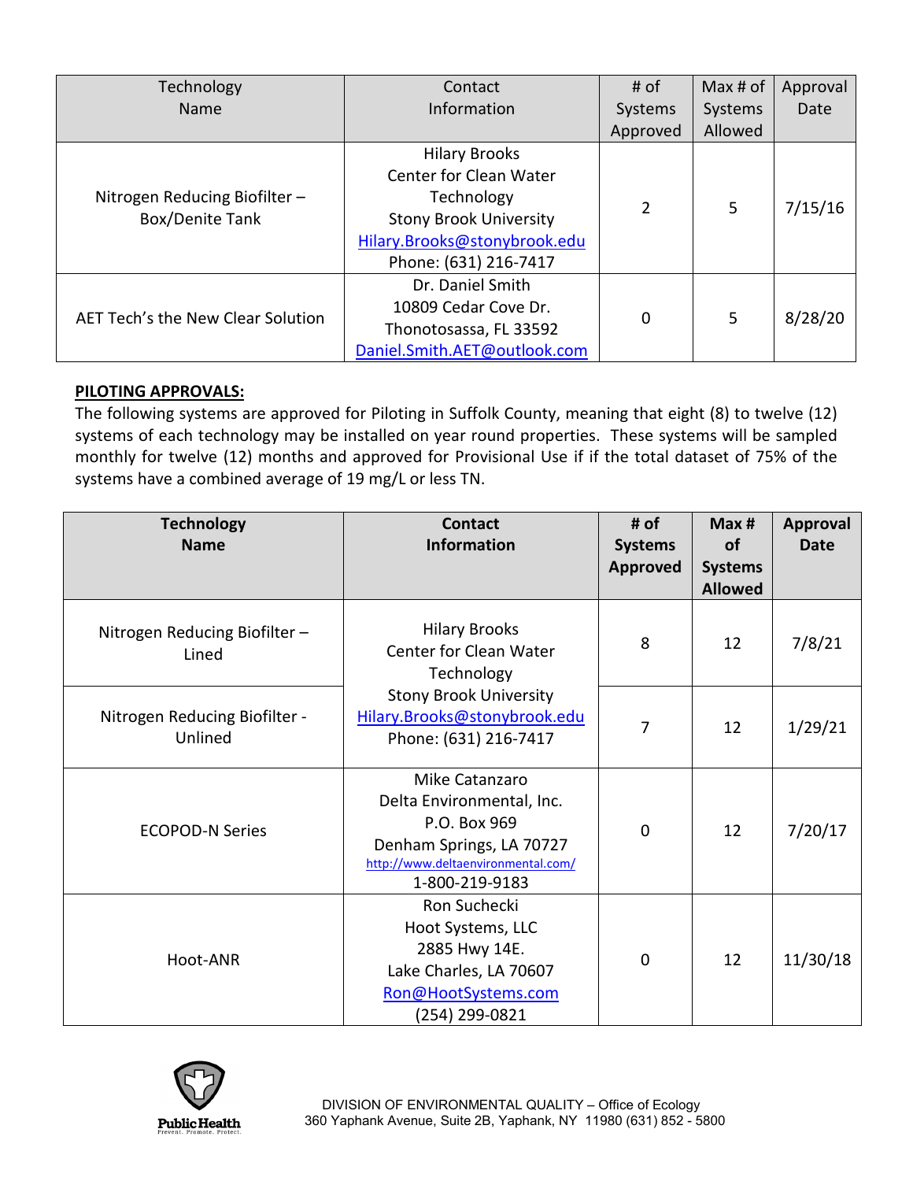| Technology Name | Contact Information | # of Systems Approved | Max # of Systems Allowed | Approval Date |
|---|---|---|---|---|
| Nitrogen Reducing Biofilter – Box/Denite Tank | Hilary Brooks<br>Center for Clean Water Technology<br>Stony Brook University<br>Hilary.Brooks@stonybrook.edu<br>Phone: (631) 216-7417 | 2 | 5 | 7/15/16 |
| AET Tech's the New Clear Solution | Dr. Daniel Smith<br>10809 Cedar Cove Dr.<br>Thonotosassa, FL 33592<br>Daniel.Smith.AET@outlook.com | 0 | 5 | 8/28/20 |

**PILOTING APPROVALS:**

The following systems are approved for Piloting in Suffolk County, meaning that eight (8) to twelve (12) systems of each technology may be installed on year round properties. These systems will be sampled monthly for twelve (12) months and approved for Provisional Use is if the total dataset of 75% of the systems have a combined average of 19 mg/L or less TN.

| Technology Name | Contact Information | # of Systems Approved | Max # of Systems Allowed | Approval Date |
|---|---|---|---|---|
| Nitrogen Reducing Biofilter – Lined | Hilary Brooks<br>Center for Clean Water Technology<br>Stony Brook University<br>Hilary.Brooks@stonybrook.edu<br>Phone: (631) 216-7417 | 8 | 12 | 7/8/21 |
| Nitrogen Reducing Biofilter - Unlined | | 7 | 12 | 1/29/21 |
| ECOPOD-N Series | Mike Catanzaro<br>Delta Environmental, Inc.<br>P.O. Box 969<br>Denham Springs, LA 70727<br>http://www.deltaenvironmental.com/<br>1-800-219-9183 | 0 | 12 | 7/20/17 |
| Hoot-ANR | Ron Suchecki<br>Hoot Systems, LLC<br>2885 Hwy 14E.<br>Lake Charles, LA 70607<br>Ron@HootSystems.com<br>(254) 299-0821 | 0 | 12 | 11/30/18 |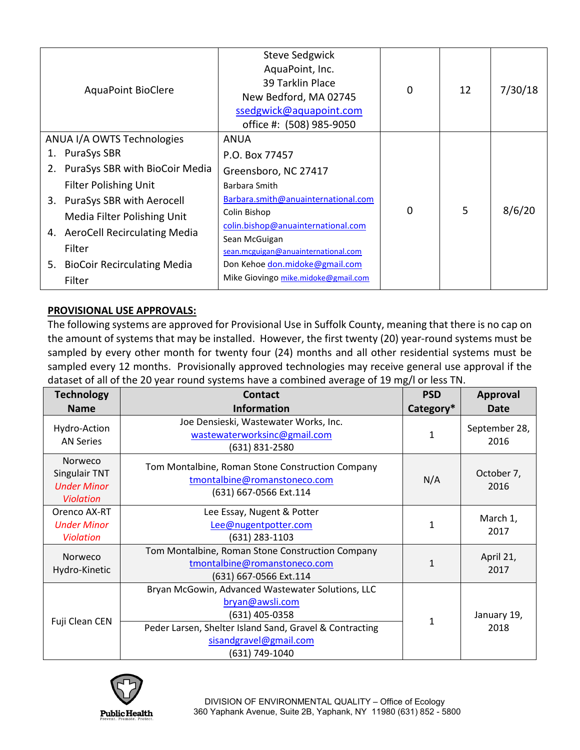| | | | | |
|---|---|---|---|---|
| AquaPoint BioClere | Steve Sedgwick<br>AquaPoint, Inc.<br>39 Tarklin Place<br>New Bedford, MA 02745<br>ssedgwick@aquapoint.com<br>office #: (508) 985-9050 | 0 | 12 | 7/30/18 |
| ANUA I/A OWTS Technologies<br>1. PuraSys SBR<br>2. PuraSys SBR with BioCoir Media Filter Polishing Unit<br>3. PuraSys SBR with Aerocell Media Filter Polishing Unit<br>4. AeroCell Recirculating Media Filter<br>5. BioCoir Recirculating Media Filter | ANUA<br>P.O. Box 77457<br>Greensboro, NC 27417<br>Barbara Smith<br>Barbara.smith@anuainternational.com<br>Colin Bishop<br>colin.bishop@anuainternational.com<br>Sean McGuigan<br>sean.mcguigan@anuainternational.com<br>Don Kehoe don.midoke@gmail.com<br>Mike Giovingo mike.midoke@gmail.com | 0 | 5 | 8/6/20 |

**PROVISIONAL USE APPROVALS:**

The following systems are approved for Provisional Use in Suffolk County, meaning that there is no cap on the amount of systems that may be installed. However, the first twenty (20) year-round systems must be sampled by every other month for twenty four (24) months and all other residential systems must be sampled every 12 months. Provisionally approved technologies may receive general use approval if the dataset of all of the 20 year round systems have a combined average of 19 mg/l or less TN.

| Technology Name | Contact Information | PSD Category* | Approval Date |
|---|---|---|---|
| Hydro-Action AN Series | Joe Densieski, Wastewater Works, Inc.<br>wastewaterworksinc@gmail.com<br>(631) 831-2580 | 1 | September 28, 2016 |
| Norweco Singulair TNT *Under Minor Violation* | Tom Montalbine, Roman Stone Construction Company<br>tmontalbine@romanstoneco.com<br>(631) 667-0566 Ext.114 | N/A | October 7, 2016 |
| Orenco AX-RT *Under Minor Violation* | Lee Essay, Nugent & Potter<br>Lee@nugentpotter.com<br>(631) 283-1103 | 1 | March 1, 2017 |
| Norweco Hydro-Kinetic | Tom Montalbine, Roman Stone Construction Company<br>tmontalbine@romanstoneco.com<br>(631) 667-0566 Ext.114 | 1 | April 21, 2017 |
| Fuji Clean CEN | Bryan McGowin, Advanced Wastewater Solutions, LLC<br>bryan@awsli.com<br>(631) 405-0358<br><br>Peder Larsen, Shelter Island Sand, Gravel & Contracting<br>sisandgravel@gmail.com<br>(631) 749-1040 | 1 | January 19, 2018 |

DIVISION OF ENVIRONMENTAL QUALITY – Office of Ecology
360 Yaphank Avenue, Suite 2B, Yaphank, NY 11980 (631) 852 - 5800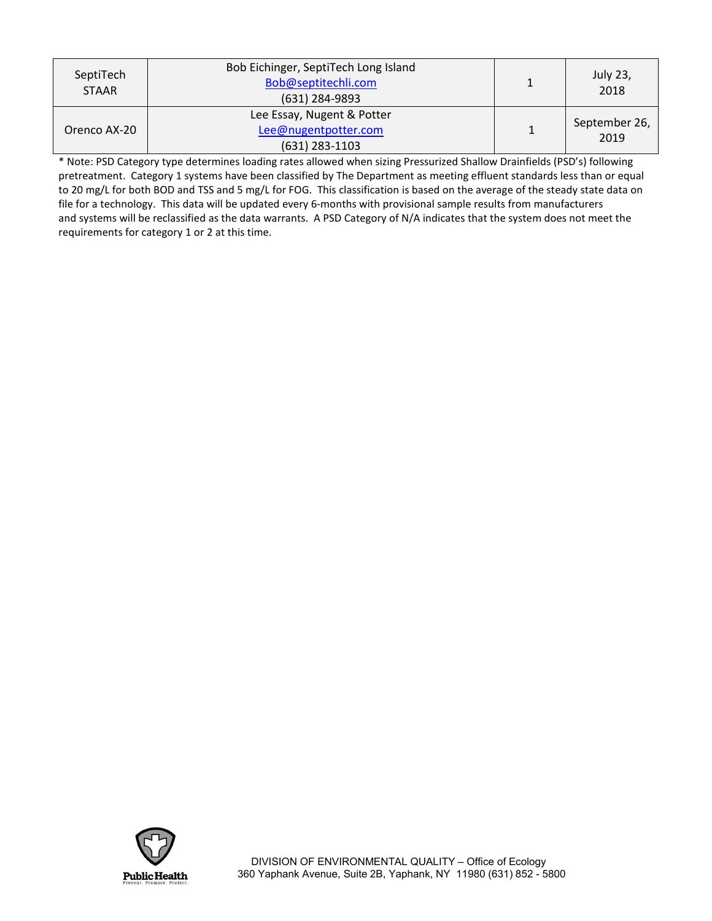| | | | |
|---|---|---|---|
| SeptiTech STAAR | Bob Eichinger, SeptiTech Long Island<br>Bob@septitechli.com<br>(631) 284-9893 | 1 | July 23, 2018 |
| Orenco AX-20 | Lee Essay, Nugent & Potter<br>Lee@nugentpotter.com<br>(631) 283-1103 | 1 | September 26, 2019 |

* Note: PSD Category type determines loading rates allowed when sizing Pressurized Shallow Drainfields (PSD's) following pretreatment. Category 1 systems have been classified by The Department as meeting effluent standards less than or equal to 20 mg/L for both BOD and TSS and 5 mg/L for FOG. This classification is based on the average of the steady state data on file for a technology. This data will be updated every 6-months with provisional sample results from manufacturers and systems will be reclassified as the data warrants. A PSD Category of N/A indicates that the system does not meet the requirements for category 1 or 2 at this time.

Public Health
Prevent. Promote. Protect.

DIVISION OF ENVIRONMENTAL QUALITY – Office of Ecology
360 Yaphank Avenue, Suite 2B, Yaphank, NY 11980 (631) 852 - 5800